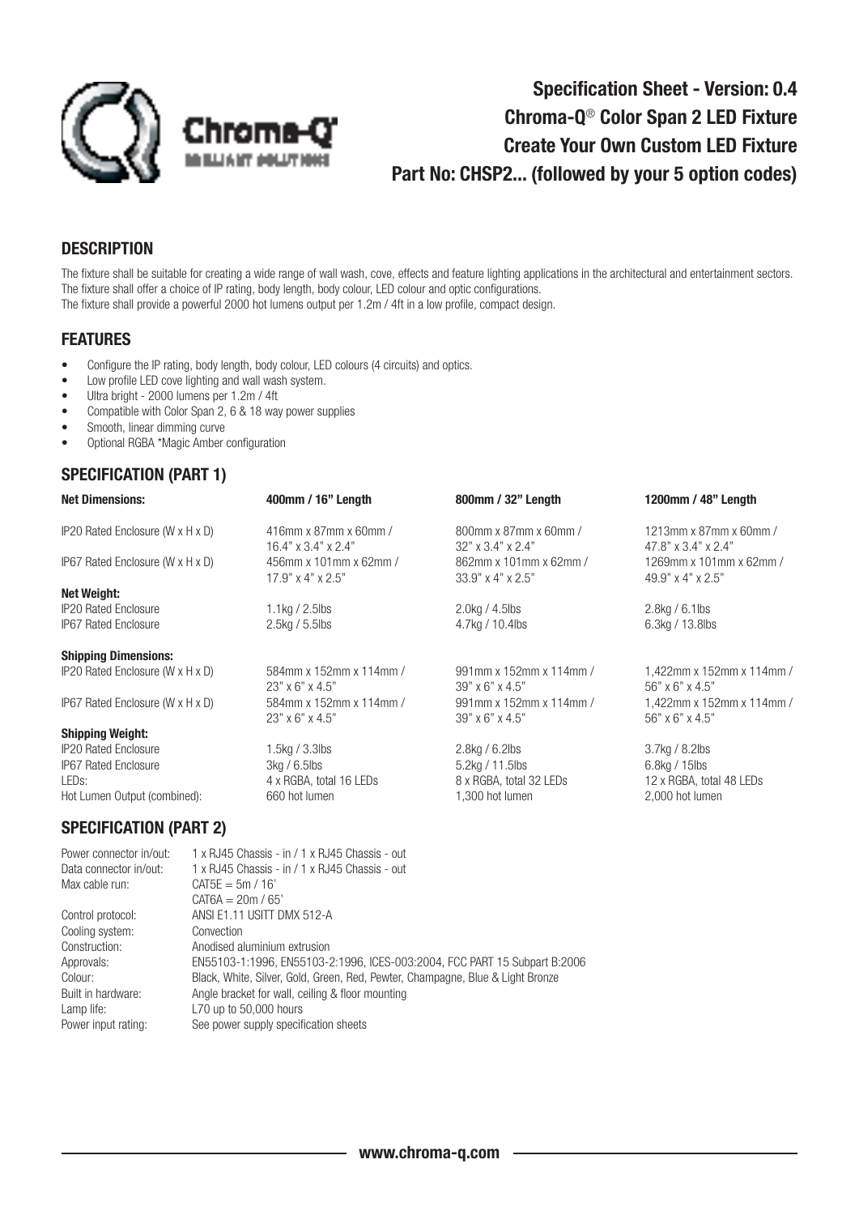Chroma-Q
BRILLIANT SOLUTIONS

# Specification Sheet - Version: 0.4
# Chroma-Q® Color Span 2 LED Fixture
# Create Your Own Custom LED Fixture
# Part No: CHSP2... (followed by your 5 option codes)

## DESCRIPTION

The fixture shall be suitable for creating a wide range of wall wash, cove, effects and feature lighting applications in the architectural and entertainment sectors.
The fixture shall offer a choice of IP rating, body length, body colour, LED colour and optic configurations.
The fixture shall provide a powerful 2000 hot lumens output per 1.2m / 4ft in a low profile, compact design.

## FEATURES

- Configure the IP rating, body length, body colour, LED colours (4 circuits) and optics.
- Low profile LED cove lighting and wall wash system.
- Ultra bright - 2000 lumens per 1.2m / 4ft
- Compatible with Color Span 2, 6 & 18 way power supplies
- Smooth, linear dimming curve
- Optional RGBA *Magic Amber configuration

## SPECIFICATION (PART 1)

| **Net Dimensions:** | **400mm / 16" Length** | **800mm / 32" Length** | **1200mm / 48" Length** |
|---|---|---|---|
| IP20 Rated Enclosure (W x H x D) | 416mm x 87mm x 60mm / 16.4" x 3.4" x 2.4" | 800mm x 87mm x 60mm / 32" x 3.4" x 2.4" | 1213mm x 87mm x 60mm / 47.8" x 3.4" x 2.4" |
| IP67 Rated Enclosure (W x H x D) | 456mm x 101mm x 62mm / 17.9" x 4" x 2.5" | 862mm x 101mm x 62mm / 33.9" x 4" x 2.5" | 1269mm x 101mm x 62mm / 49.9" x 4" x 2.5" |
| **Net Weight:** | | | |
| IP20 Rated Enclosure | 1.1kg / 2.5lbs | 2.0kg / 4.5lbs | 2.8kg / 6.1lbs |
| IP67 Rated Enclosure | 2.5kg / 5.5lbs | 4.7kg / 10.4lbs | 6.3kg / 13.8lbs |
| **Shipping Dimensions:** | | | |
| IP20 Rated Enclosure (W x H x D) | 584mm x 152mm x 114mm / 23" x 6" x 4.5" | 991mm x 152mm x 114mm / 39" x 6" x 4.5" | 1,422mm x 152mm x 114mm / 56" x 6" x 4.5" |
| IP67 Rated Enclosure (W x H x D) | 584mm x 152mm x 114mm / 23" x 6" x 4.5" | 991mm x 152mm x 114mm / 39" x 6" x 4.5" | 1,422mm x 152mm x 114mm / 56" x 6" x 4.5" |
| **Shipping Weight:** | | | |
| IP20 Rated Enclosure | 1.5kg / 3.3lbs | 2.8kg / 6.2lbs | 3.7kg / 8.2lbs |
| IP67 Rated Enclosure | 3kg / 6.5lbs | 5.2kg / 11.5lbs | 6.8kg / 15lbs |
| LEDs: | 4 x RGBA, total 16 LEDs | 8 x RGBA, total 32 LEDs | 12 x RGBA, total 48 LEDs |
| Hot Lumen Output (combined): | 660 hot lumen | 1,300 hot lumen | 2,000 hot lumen |

## SPECIFICATION (PART 2)

| | |
|---|---|
| Power connector in/out: | 1 x RJ45 Chassis - in / 1 x RJ45 Chassis - out |
| Data connector in/out: | 1 x RJ45 Chassis - in / 1 x RJ45 Chassis - out |
| Max cable run: | CAT5E = 5m / 16' <br> CAT6A = 20m / 65' |
| Control protocol: | ANSI E1.11 USITT DMX 512-A |
| Cooling system: | Convection |
| Construction: | Anodised aluminium extrusion |
| Approvals: | EN55103-1:1996, EN55103-2:1996, ICES-003:2004, FCC PART 15 Subpart B:2006 |
| Colour: | Black, White, Silver, Gold, Green, Red, Pewter, Champagne, Blue & Light Bronze |
| Built in hardware: | Angle bracket for wall, ceiling & floor mounting |
| Lamp life: | L70 up to 50,000 hours |
| Power input rating: | See power supply specification sheets |

www.chroma-q.com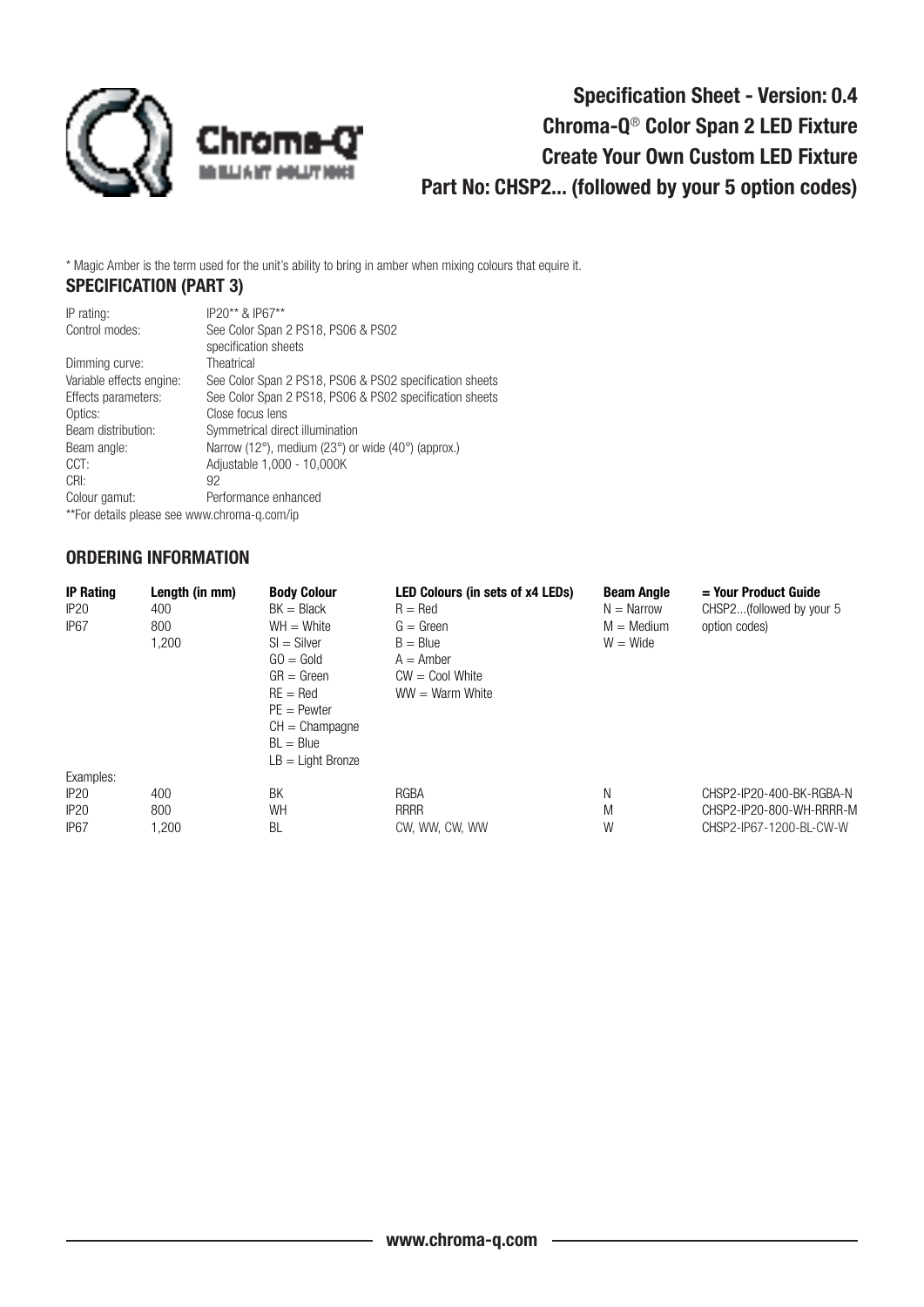\* Magic Amber is the term used for the unit's ability to bring in amber when mixing colours that equire it.

## SPECIFICATION (PART 3)

| | |
|---|---|
| IP rating: | IP20** & IP67** |
| Control modes: | See Color Span 2 PS18, PS06 & PS02 specification sheets |
| Dimming curve: | Theatrical |
| Variable effects engine: | See Color Span 2 PS18, PS06 & PS02 specification sheets |
| Effects parameters: | See Color Span 2 PS18, PS06 & PS02 specification sheets |
| Optics: | Close focus lens |
| Beam distribution: | Symmetrical direct illumination |
| Beam angle: | Narrow (12°), medium (23°) or wide (40°) (approx.) |
| CCT: | Adjustable 1,000 - 10,000K |
| CRI: | 92 |
| Colour gamut: | Performance enhanced |

**For details please see www.chroma-q.com/ip

## ORDERING INFORMATION

| IP Rating | Length (in mm) | Body Colour | LED Colours (in sets of x4 LEDs) | Beam Angle | = Your Product Guide |
|---|---|---|---|---|---|
| IP20 | 400 | BK = Black | R = Red | N = Narrow | CHSP2...(followed by your 5 option codes) |
| IP67 | 800 | WH = White | G = Green | M = Medium | |
| | 1,200 | SI = Silver | B = Blue | W = Wide | |
| | | GO = Gold | A = Amber | | |
| | | GR = Green | CW = Cool White | | |
| | | RE = Red | WW = Warm White | | |
| | | PE = Pewter | | | |
| | | CH = Champagne | | | |
| | | BL = Blue | | | |
| | | LB = Light Bronze | | | |
| Examples: | | | | | |
| IP20 | 400 | BK | RGBA | N | CHSP2-IP20-400-BK-RGBA-N |
| IP20 | 800 | WH | RRRR | M | CHSP2-IP20-800-WH-RRRR-M |
| IP67 | 1,200 | BL | CW, WW, CW, WW | W | CHSP2-IP67-1200-BL-CW-W |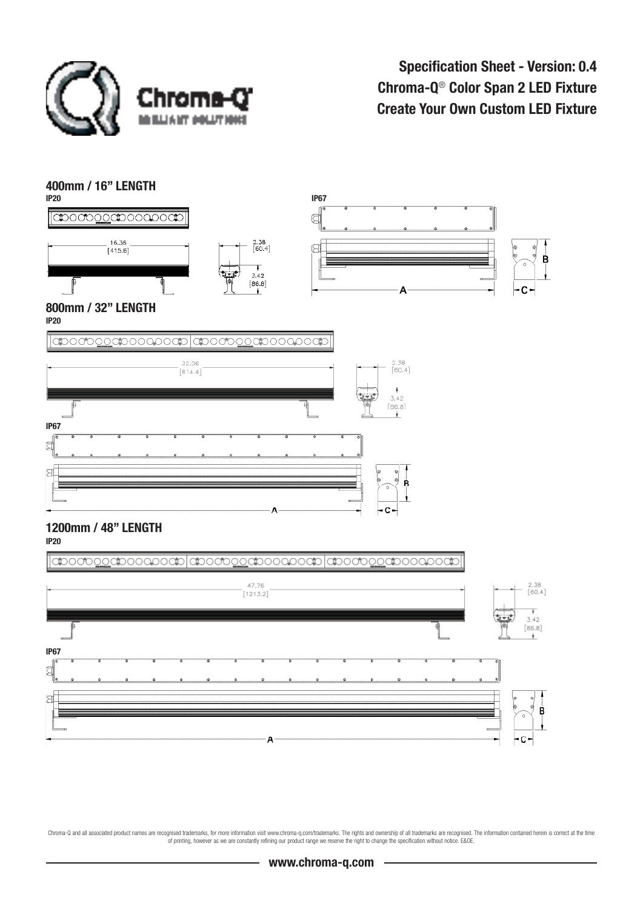# Specification Sheet - Version: 0.4
## Chroma-Q® Color Span 2 LED Fixture
## Create Your Own Custom LED Fixture

## 400mm / 16" LENGTH

**IP20**

16.38
[415.6]

2.38
[60.4]

3.42
[86.8]

**IP67**

A

B

C

## 800mm / 32" LENGTH

**IP20**

32.06
[814.4]

2.38
[60.4]

3.42
[86.8]

**IP67**

A

B

C

## 1200mm / 48" LENGTH

**IP20**

47.76
[1213.2]

2.38
[60.4]

3.42
[86.8]

**IP67**

A

B

C

Chroma-Q and all associated product names are recognised trademarks, for more information visit www.chroma-q.com/trademarks. The rights and ownership of all trademarks are recognised. The information contained herein is correct at the time of printing, however as we are constantly refining our product range we reserve the right to change the specification without notice. E&OE.

www.chroma-q.com